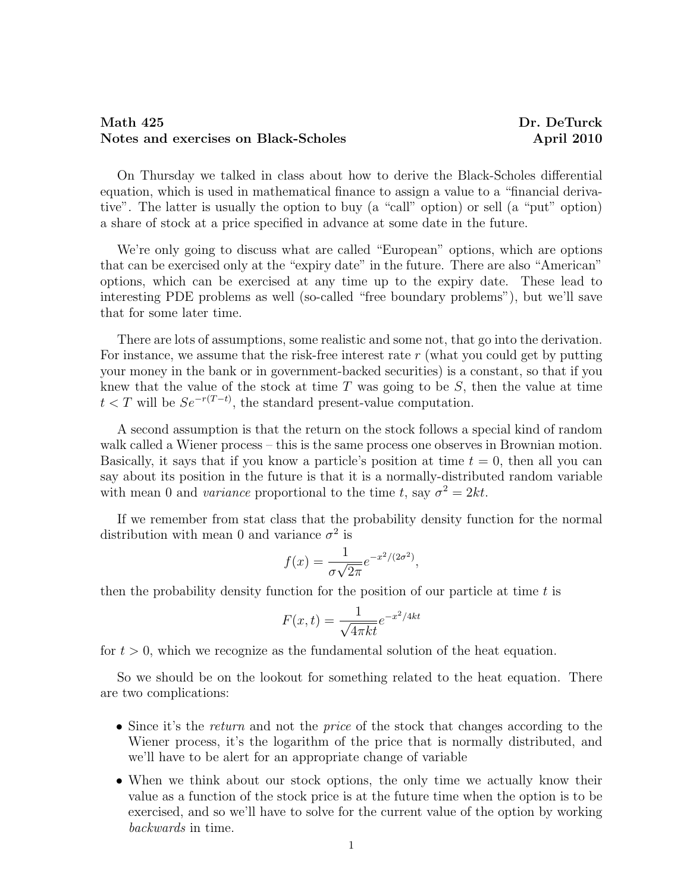**Math 425** **Dr. DeTurck**
**Notes and exercises on Black-Scholes** **April 2010**

On Thursday we talked in class about how to derive the Black-Scholes differential equation, which is used in mathematical finance to assign a value to a "financial derivative". The latter is usually the option to buy (a "call" option) or sell (a "put" option) a share of stock at a price specified in advance at some date in the future.

We're only going to discuss what are called "European" options, which are options that can be exercised only at the "expiry date" in the future. There are also "American" options, which can be exercised at any time up to the expiry date. These lead to interesting PDE problems as well (so-called "free boundary problems"), but we'll save that for some later time.

There are lots of assumptions, some realistic and some not, that go into the derivation. For instance, we assume that the risk-free interest rate $r$ (what you could get by putting your money in the bank or in government-backed securities) is a constant, so that if you knew that the value of the stock at time $T$ was going to be $S$, then the value at time $t < T$ will be $Se^{-r(T-t)}$, the standard present-value computation.

A second assumption is that the return on the stock follows a special kind of random walk called a Wiener process – this is the same process one observes in Brownian motion. Basically, it says that if you know a particle's position at time $t = 0$, then all you can say about its position in the future is that it is a normally-distributed random variable with mean 0 and *variance* proportional to the time $t$, say $\sigma^2 = 2kt$.

If we remember from stat class that the probability density function for the normal distribution with mean 0 and variance $\sigma^2$ is

$$f(x) = \frac{1}{\sigma\sqrt{2\pi}} e^{-x^2/(2\sigma^2)},$$

then the probability density function for the position of our particle at time $t$ is

$$F(x,t) = \frac{1}{\sqrt{4\pi kt}} e^{-x^2/4kt}$$

for $t > 0$, which we recognize as the fundamental solution of the heat equation.

So we should be on the lookout for something related to the heat equation. There are two complications:

- Since it's the *return* and not the *price* of the stock that changes according to the Wiener process, it's the logarithm of the price that is normally distributed, and we'll have to be alert for an appropriate change of variable
- When we think about our stock options, the only time we actually know their value as a function of the stock price is at the future time when the option is to be exercised, and so we'll have to solve for the current value of the option by working *backwards* in time.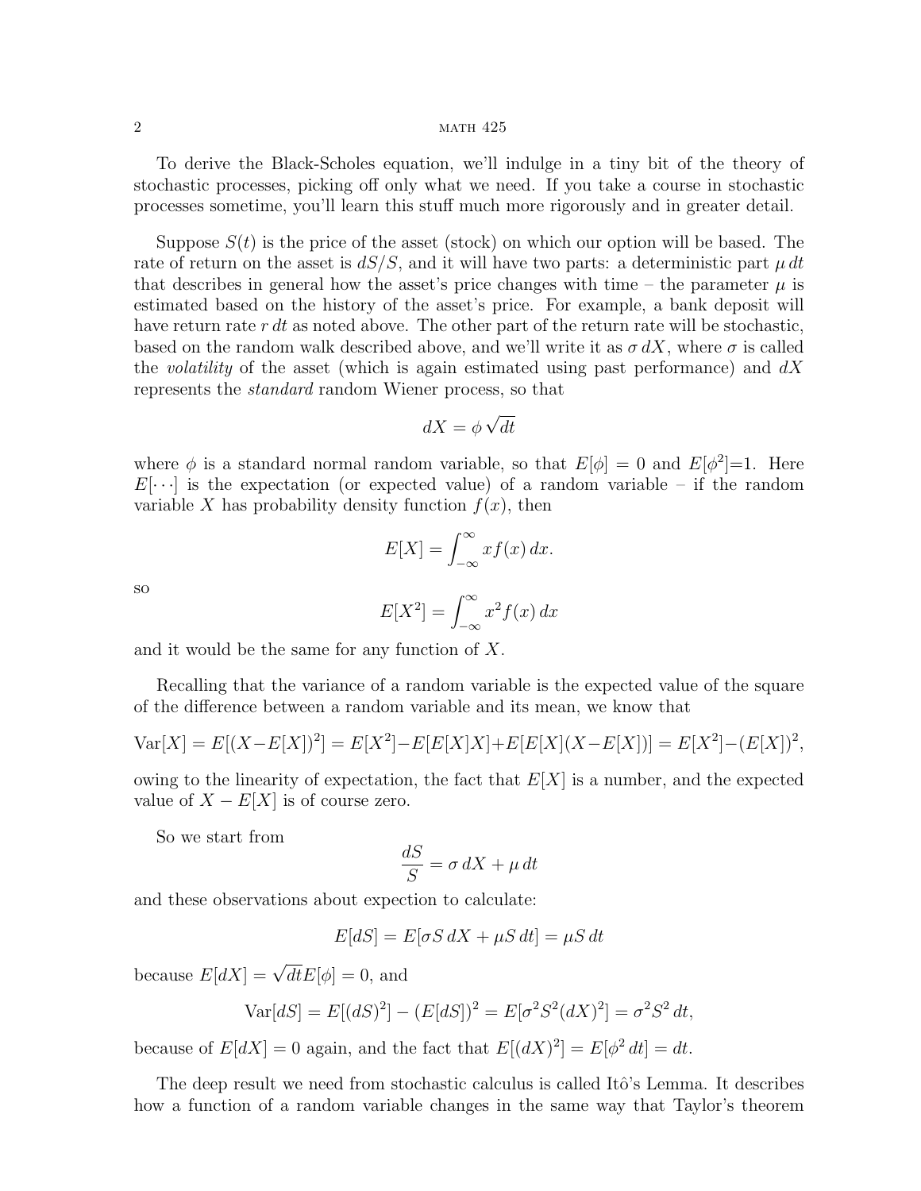To derive the Black-Scholes equation, we'll indulge in a tiny bit of the theory of stochastic processes, picking off only what we need. If you take a course in stochastic processes sometime, you'll learn this stuff much more rigorously and in greater detail.

Suppose $S(t)$ is the price of the asset (stock) on which our option will be based. The rate of return on the asset is $dS/S$, and it will have two parts: a deterministic part $\mu\, dt$ that describes in general how the asset's price changes with time – the parameter $\mu$ is estimated based on the history of the asset's price. For example, a bank deposit will have return rate $r\, dt$ as noted above. The other part of the return rate will be stochastic, based on the random walk described above, and we'll write it as $\sigma\, dX$, where $\sigma$ is called the *volatility* of the asset (which is again estimated using past performance) and $dX$ represents the *standard* random Wiener process, so that

$$dX = \phi \sqrt{dt}$$

where $\phi$ is a standard normal random variable, so that $E[\phi] = 0$ and $E[\phi^2]$=1. Here $E[\cdots]$ is the expectation (or expected value) of a random variable – if the random variable $X$ has probability density function $f(x)$, then

$$E[X] = \int_{-\infty}^{\infty} x f(x)\, dx.$$

so

$$E[X^2] = \int_{-\infty}^{\infty} x^2 f(x)\, dx$$

and it would be the same for any function of $X$.

Recalling that the variance of a random variable is the expected value of the square of the difference between a random variable and its mean, we know that

$$\text{Var}[X] = E[(X-E[X])^2] = E[X^2]-E[E[X]X]+E[E[X](X-E[X])] = E[X^2]-(E[X])^2,$$

owing to the linearity of expectation, the fact that $E[X]$ is a number, and the expected value of $X - E[X]$ is of course zero.

So we start from

$$\frac{dS}{S} = \sigma\, dX + \mu\, dt$$

and these observations about expection to calculate:

$$E[dS] = E[\sigma S\, dX + \mu S\, dt] = \mu S\, dt$$

because $E[dX] = \sqrt{dt}E[\phi] = 0$, and

$$\text{Var}[dS] = E[(dS)^2] - (E[dS])^2 = E[\sigma^2 S^2 (dX)^2] = \sigma^2 S^2\, dt,$$

because of $E[dX] = 0$ again, and the fact that $E[(dX)^2] = E[\phi^2\, dt] = dt$.

The deep result we need from stochastic calculus is called Itô's Lemma. It describes how a function of a random variable changes in the same way that Taylor's theorem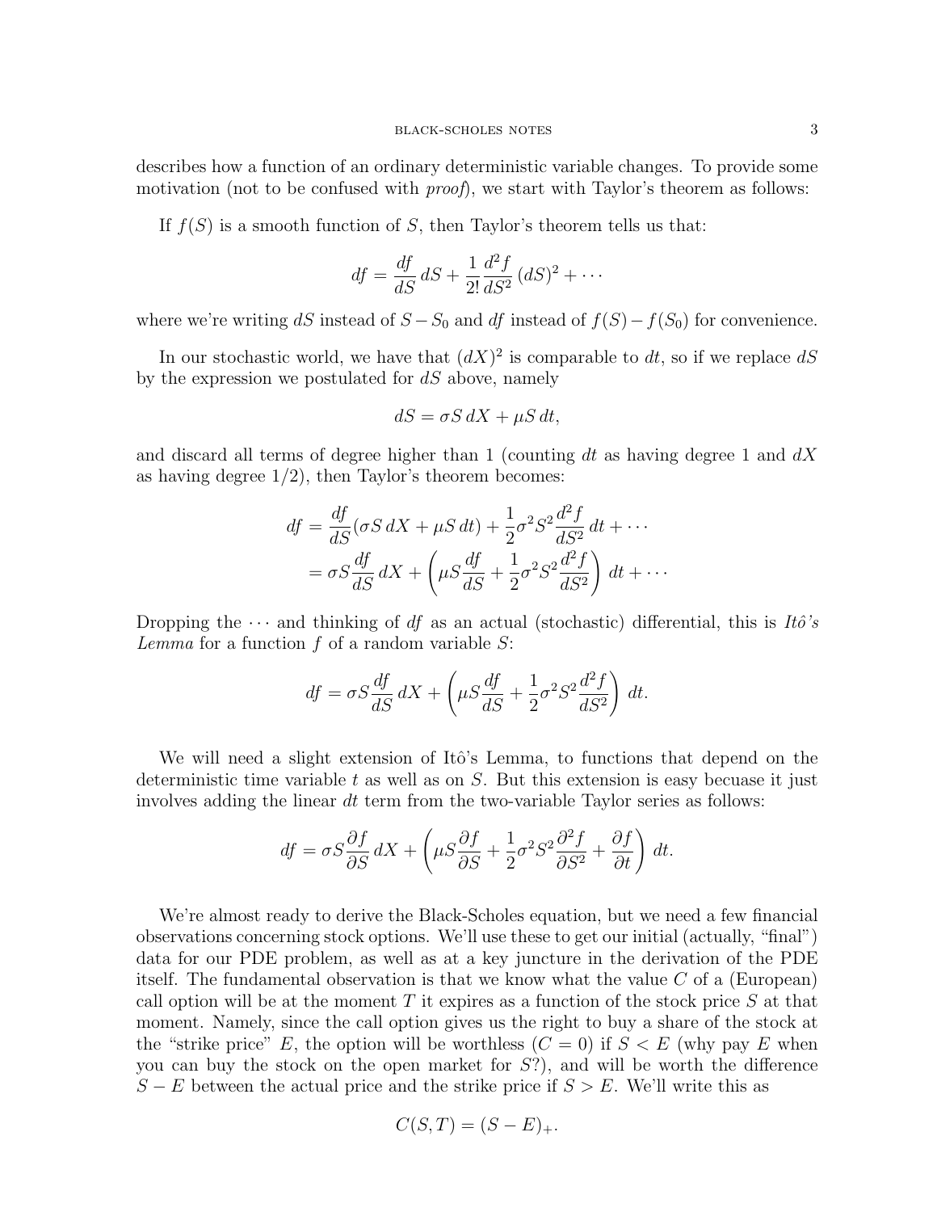describes how a function of an ordinary deterministic variable changes. To provide some motivation (not to be confused with *proof*), we start with Taylor's theorem as follows:

If $f(S)$ is a smooth function of $S$, then Taylor's theorem tells us that:

$$df = \frac{df}{dS}\,dS + \frac{1}{2!}\frac{d^2 f}{dS^2}\,(dS)^2 + \cdots$$

where we're writing $dS$ instead of $S - S_0$ and $df$ instead of $f(S) - f(S_0)$ for convenience.

In our stochastic world, we have that $(dX)^2$ is comparable to $dt$, so if we replace $dS$ by the expression we postulated for $dS$ above, namely

$$dS = \sigma S\,dX + \mu S\,dt,$$

and discard all terms of degree higher than 1 (counting $dt$ as having degree 1 and $dX$ as having degree 1/2), then Taylor's theorem becomes:

$$\begin{aligned} df &= \frac{df}{dS}(\sigma S\,dX + \mu S\,dt) + \frac{1}{2}\sigma^2 S^2 \frac{d^2 f}{dS^2}\,dt + \cdots \\ &= \sigma S \frac{df}{dS}\,dX + \left(\mu S \frac{df}{dS} + \frac{1}{2}\sigma^2 S^2 \frac{d^2 f}{dS^2}\right)\,dt + \cdots \end{aligned}$$

Dropping the $\cdots$ and thinking of $df$ as an actual (stochastic) differential, this is *Itô's Lemma* for a function $f$ of a random variable $S$:

$$df = \sigma S \frac{df}{dS}\,dX + \left(\mu S \frac{df}{dS} + \frac{1}{2}\sigma^2 S^2 \frac{d^2 f}{dS^2}\right)\,dt.$$

We will need a slight extension of Itô's Lemma, to functions that depend on the deterministic time variable $t$ as well as on $S$. But this extension is easy becuase it just involves adding the linear $dt$ term from the two-variable Taylor series as follows:

$$df = \sigma S \frac{\partial f}{\partial S}\,dX + \left(\mu S \frac{\partial f}{\partial S} + \frac{1}{2}\sigma^2 S^2 \frac{\partial^2 f}{\partial S^2} + \frac{\partial f}{\partial t}\right)\,dt.$$

We're almost ready to derive the Black-Scholes equation, but we need a few financial observations concerning stock options. We'll use these to get our initial (actually, "final") data for our PDE problem, as well as at a key juncture in the derivation of the PDE itself. The fundamental observation is that we know what the value $C$ of a (European) call option will be at the moment $T$ it expires as a function of the stock price $S$ at that moment. Namely, since the call option gives us the right to buy a share of the stock at the "strike price" $E$, the option will be worthless ($C = 0$) if $S < E$ (why pay $E$ when you can buy the stock on the open market for $S$?), and will be worth the difference $S - E$ between the actual price and the strike price if $S > E$. We'll write this as

$$C(S, T) = (S - E)_+.$$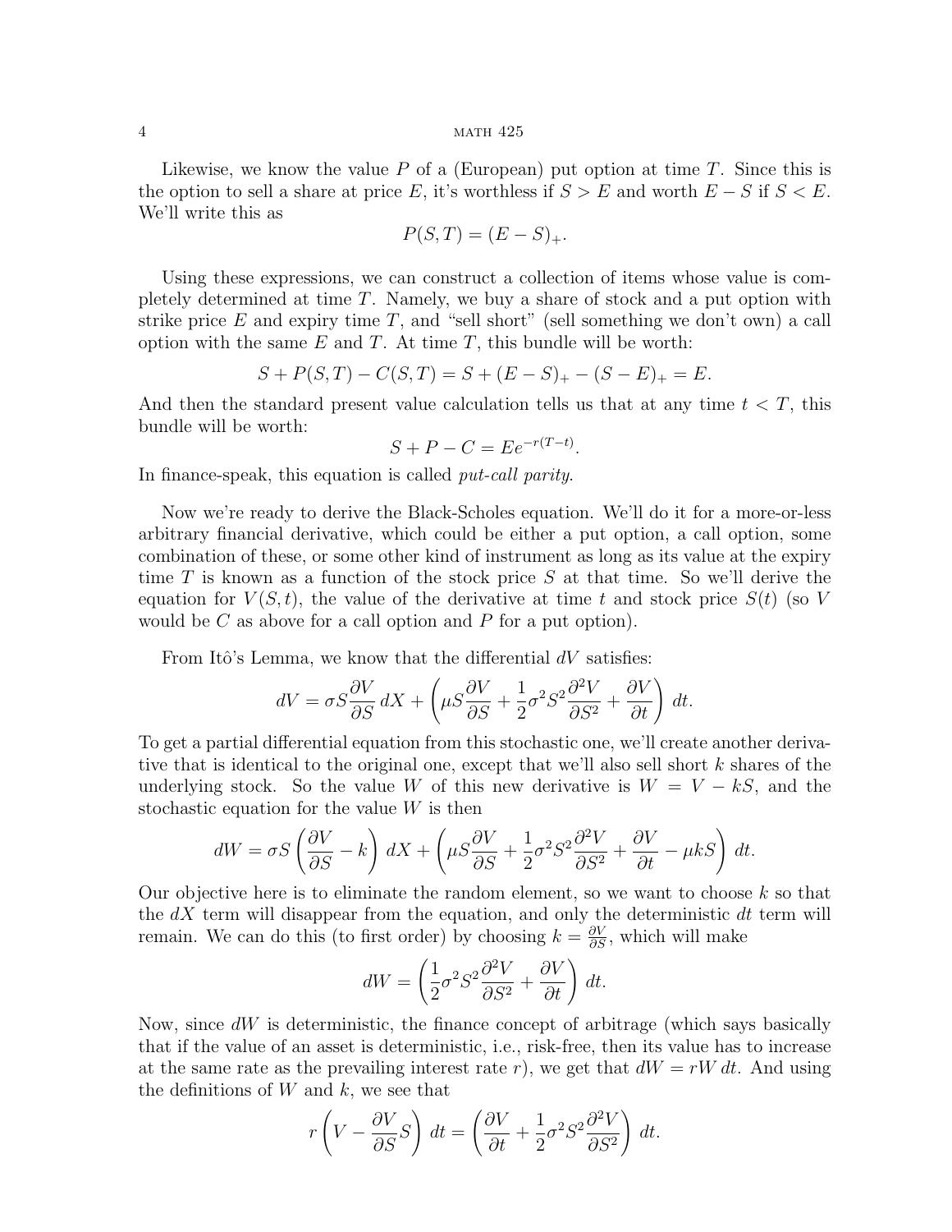Likewise, we know the value $P$ of a (European) put option at time $T$. Since this is the option to sell a share at price $E$, it's worthless if $S > E$ and worth $E - S$ if $S < E$. We'll write this as

$$P(S,T) = (E - S)_+.$$

Using these expressions, we can construct a collection of items whose value is completely determined at time $T$. Namely, we buy a share of stock and a put option with strike price $E$ and expiry time $T$, and "sell short" (sell something we don't own) a call option with the same $E$ and $T$. At time $T$, this bundle will be worth:

$$S + P(S,T) - C(S,T) = S + (E - S)_+ - (S - E)_+ = E.$$

And then the standard present value calculation tells us that at any time $t < T$, this bundle will be worth:

$$S + P - C = Ee^{-r(T-t)}.$$

In finance-speak, this equation is called *put-call parity*.

Now we're ready to derive the Black-Scholes equation. We'll do it for a more-or-less arbitrary financial derivative, which could be either a put option, a call option, some combination of these, or some other kind of instrument as long as its value at the expiry time $T$ is known as a function of the stock price $S$ at that time. So we'll derive the equation for $V(S,t)$, the value of the derivative at time $t$ and stock price $S(t)$ (so $V$ would be $C$ as above for a call option and $P$ for a put option).

From Itô's Lemma, we know that the differential $dV$ satisfies:

$$dV = \sigma S \frac{\partial V}{\partial S}\, dX + \left( \mu S \frac{\partial V}{\partial S} + \frac{1}{2}\sigma^2 S^2 \frac{\partial^2 V}{\partial S^2} + \frac{\partial V}{\partial t} \right) dt.$$

To get a partial differential equation from this stochastic one, we'll create another derivative that is identical to the original one, except that we'll also sell short $k$ shares of the underlying stock. So the value $W$ of this new derivative is $W = V - kS$, and the stochastic equation for the value $W$ is then

$$dW = \sigma S \left( \frac{\partial V}{\partial S} - k \right) dX + \left( \mu S \frac{\partial V}{\partial S} + \frac{1}{2}\sigma^2 S^2 \frac{\partial^2 V}{\partial S^2} + \frac{\partial V}{\partial t} - \mu k S \right) dt.$$

Our objective here is to eliminate the random element, so we want to choose $k$ so that the $dX$ term will disappear from the equation, and only the deterministic $dt$ term will remain. We can do this (to first order) by choosing $k = \frac{\partial V}{\partial S}$, which will make

$$dW = \left( \frac{1}{2}\sigma^2 S^2 \frac{\partial^2 V}{\partial S^2} + \frac{\partial V}{\partial t} \right) dt.$$

Now, since $dW$ is deterministic, the finance concept of arbitrage (which says basically that if the value of an asset is deterministic, i.e., risk-free, then its value has to increase at the same rate as the prevailing interest rate $r$), we get that $dW = rW\, dt$. And using the definitions of $W$ and $k$, we see that

$$r \left( V - \frac{\partial V}{\partial S} S \right) dt = \left( \frac{\partial V}{\partial t} + \frac{1}{2}\sigma^2 S^2 \frac{\partial^2 V}{\partial S^2} \right) dt.$$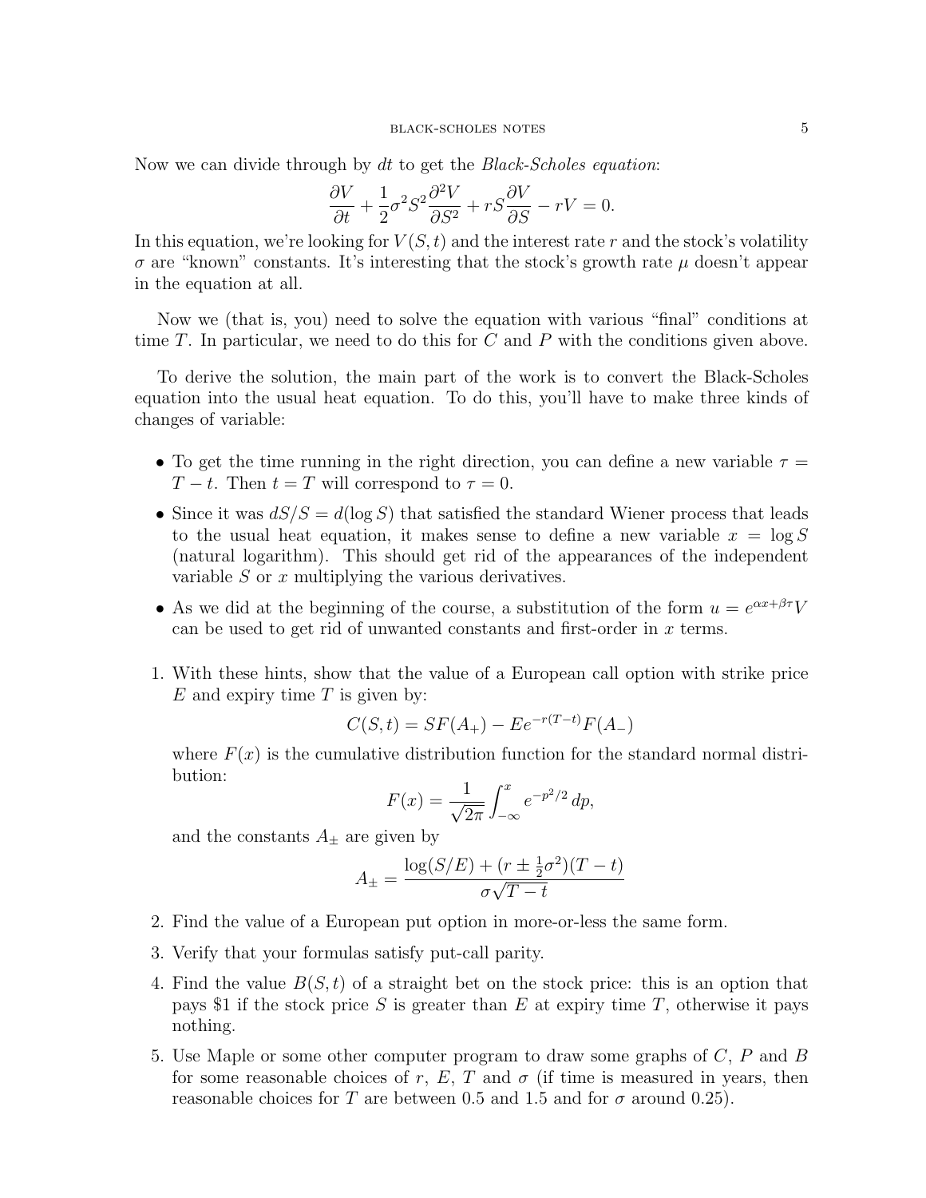Now we can divide through by $dt$ to get the *Black-Scholes equation*:

$$\frac{\partial V}{\partial t} + \frac{1}{2}\sigma^2 S^2 \frac{\partial^2 V}{\partial S^2} + rS\frac{\partial V}{\partial S} - rV = 0.$$

In this equation, we're looking for $V(S,t)$ and the interest rate $r$ and the stock's volatility $\sigma$ are "known" constants. It's interesting that the stock's growth rate $\mu$ doesn't appear in the equation at all.

Now we (that is, you) need to solve the equation with various "final" conditions at time $T$. In particular, we need to do this for $C$ and $P$ with the conditions given above.

To derive the solution, the main part of the work is to convert the Black-Scholes equation into the usual heat equation. To do this, you'll have to make three kinds of changes of variable:

- To get the time running in the right direction, you can define a new variable $\tau = T - t$. Then $t = T$ will correspond to $\tau = 0$.
- Since it was $dS/S = d(\log S)$ that satisfied the standard Wiener process that leads to the usual heat equation, it makes sense to define a new variable $x = \log S$ (natural logarithm). This should get rid of the appearances of the independent variable $S$ or $x$ multiplying the various derivatives.
- As we did at the beginning of the course, a substitution of the form $u = e^{\alpha x + \beta \tau} V$ can be used to get rid of unwanted constants and first-order in $x$ terms.

1. With these hints, show that the value of a European call option with strike price $E$ and expiry time $T$ is given by:

   $$C(S,t) = SF(A_+) - Ee^{-r(T-t)}F(A_-)$$

   where $F(x)$ is the cumulative distribution function for the standard normal distribution:

   $$F(x) = \frac{1}{\sqrt{2\pi}} \int_{-\infty}^{x} e^{-p^2/2}\, dp,$$

   and the constants $A_\pm$ are given by

   $$A_\pm = \frac{\log(S/E) + (r \pm \frac{1}{2}\sigma^2)(T-t)}{\sigma\sqrt{T-t}}$$

2. Find the value of a European put option in more-or-less the same form.
3. Verify that your formulas satisfy put-call parity.
4. Find the value $B(S,t)$ of a straight bet on the stock price: this is an option that pays \$1 if the stock price $S$ is greater than $E$ at expiry time $T$, otherwise it pays nothing.
5. Use Maple or some other computer program to draw some graphs of $C$, $P$ and $B$ for some reasonable choices of $r$, $E$, $T$ and $\sigma$ (if time is measured in years, then reasonable choices for $T$ are between 0.5 and 1.5 and for $\sigma$ around 0.25).